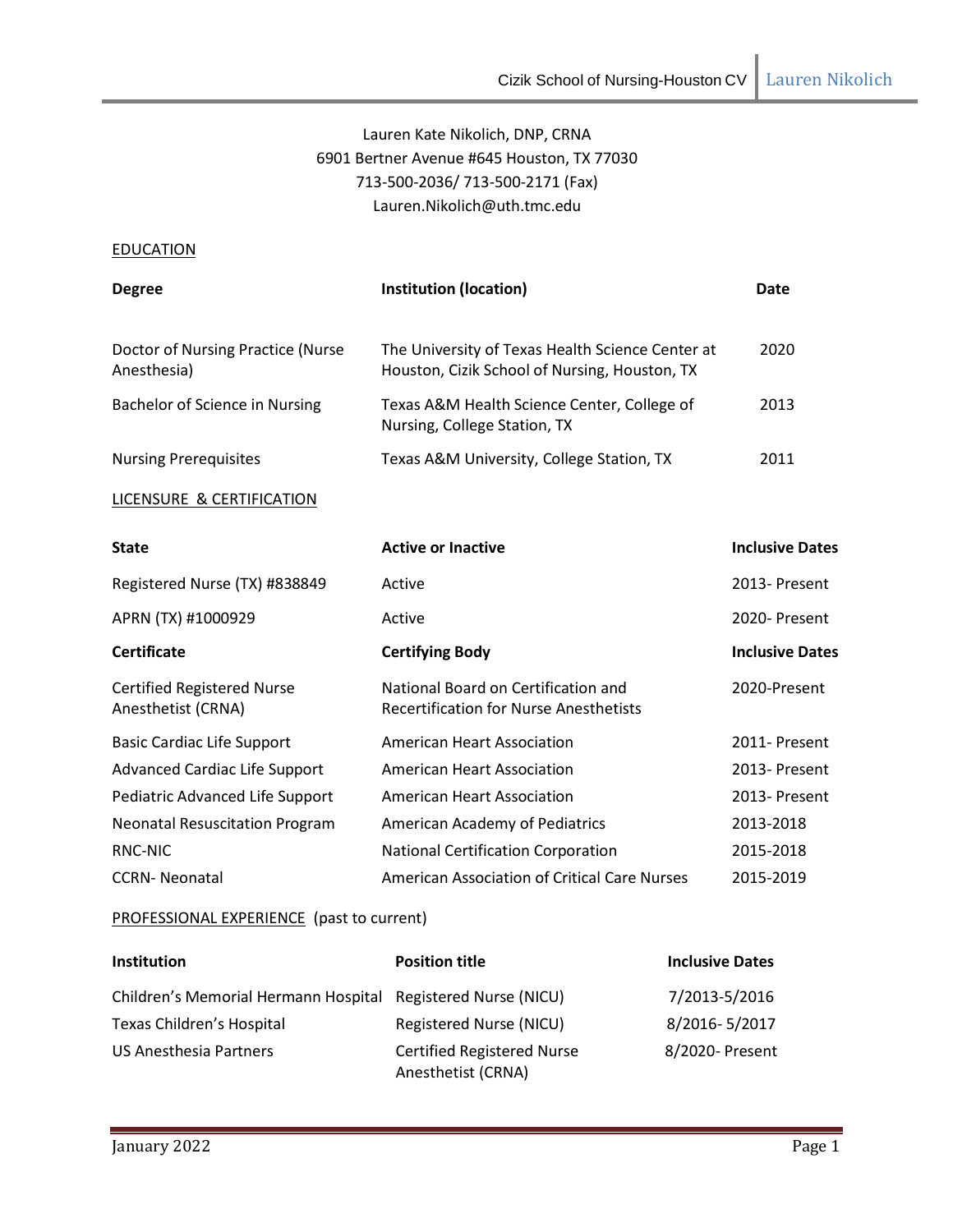Lauren Kate Nikolich, DNP, CRNA
6901 Bertner Avenue #645 Houston, TX 77030
713-500-2036/ 713-500-2171 (Fax)
Lauren.Nikolich@uth.tmc.edu

## EDUCATION

| Degree | Institution (location) | Date |
|---|---|---|
| Doctor of Nursing Practice (Nurse Anesthesia) | The University of Texas Health Science Center at Houston, Cizik School of Nursing, Houston, TX | 2020 |
| Bachelor of Science in Nursing | Texas A&M Health Science Center, College of Nursing, College Station, TX | 2013 |
| Nursing Prerequisites | Texas A&M University, College Station, TX | 2011 |

## LICENSURE & CERTIFICATION

| State | Active or Inactive | Inclusive Dates |
|---|---|---|
| Registered Nurse (TX) #838849 | Active | 2013- Present |
| APRN (TX) #1000929 | Active | 2020- Present |
| **Certificate** | **Certifying Body** | **Inclusive Dates** |
| Certified Registered Nurse Anesthetist (CRNA) | National Board on Certification and Recertification for Nurse Anesthetists | 2020-Present |
| Basic Cardiac Life Support | American Heart Association | 2011- Present |
| Advanced Cardiac Life Support | American Heart Association | 2013- Present |
| Pediatric Advanced Life Support | American Heart Association | 2013- Present |
| Neonatal Resuscitation Program | American Academy of Pediatrics | 2013-2018 |
| RNC-NIC | National Certification Corporation | 2015-2018 |
| CCRN- Neonatal | American Association of Critical Care Nurses | 2015-2019 |

## PROFESSIONAL EXPERIENCE (past to current)

| Institution | Position title | Inclusive Dates |
|---|---|---|
| Children's Memorial Hermann Hospital | Registered Nurse (NICU) | 7/2013-5/2016 |
| Texas Children's Hospital | Registered Nurse (NICU) | 8/2016- 5/2017 |
| US Anesthesia Partners | Certified Registered Nurse Anesthetist (CRNA) | 8/2020- Present |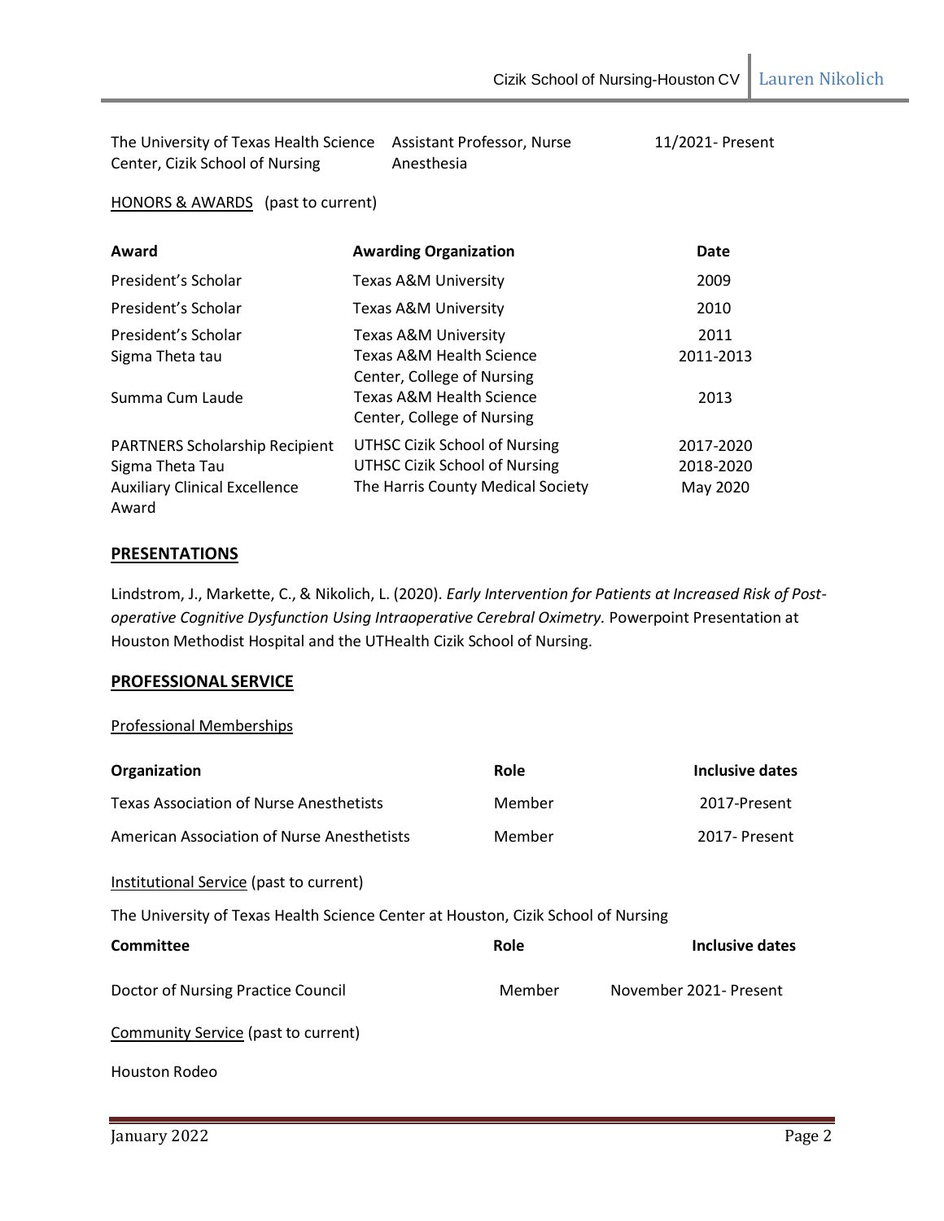| | | |
|---|---|---|
| The University of Texas Health Science Center, Cizik School of Nursing | Assistant Professor, Nurse Anesthesia | 11/2021- Present |

HONORS & AWARDS (past to current)

| Award | Awarding Organization | Date |
|---|---|---|
| President's Scholar | Texas A&M University | 2009 |
| President's Scholar | Texas A&M University | 2010 |
| President's Scholar | Texas A&M University | 2011 |
| Sigma Theta tau | Texas A&M Health Science Center, College of Nursing | 2011-2013 |
| Summa Cum Laude | Texas A&M Health Science Center, College of Nursing | 2013 |
| PARTNERS Scholarship Recipient | UTHSC Cizik School of Nursing | 2017-2020 |
| Sigma Theta Tau | UTHSC Cizik School of Nursing | 2018-2020 |
| Auxiliary Clinical Excellence Award | The Harris County Medical Society | May 2020 |

## PRESENTATIONS

Lindstrom, J., Markette, C., & Nikolich, L. (2020). *Early Intervention for Patients at Increased Risk of Post-operative Cognitive Dysfunction Using Intraoperative Cerebral Oximetry.* Powerpoint Presentation at Houston Methodist Hospital and the UTHealth Cizik School of Nursing.

## PROFESSIONAL SERVICE

Professional Memberships

| Organization | Role | Inclusive dates |
|---|---|---|
| Texas Association of Nurse Anesthetists | Member | 2017-Present |
| American Association of Nurse Anesthetists | Member | 2017- Present |

Institutional Service (past to current)

The University of Texas Health Science Center at Houston, Cizik School of Nursing

| Committee | Role | Inclusive dates |
|---|---|---|
| Doctor of Nursing Practice Council | Member | November 2021- Present |

Community Service (past to current)

Houston Rodeo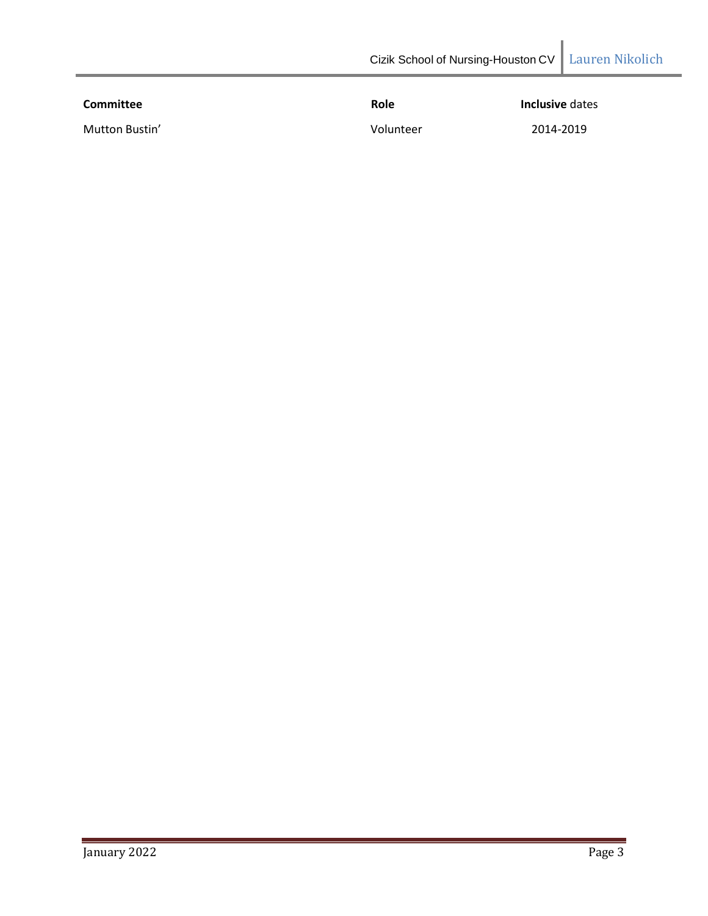| **Committee** | **Role** | **Inclusive** dates |
| --- | --- | --- |
| Mutton Bustin’ | Volunteer | 2014-2019 |